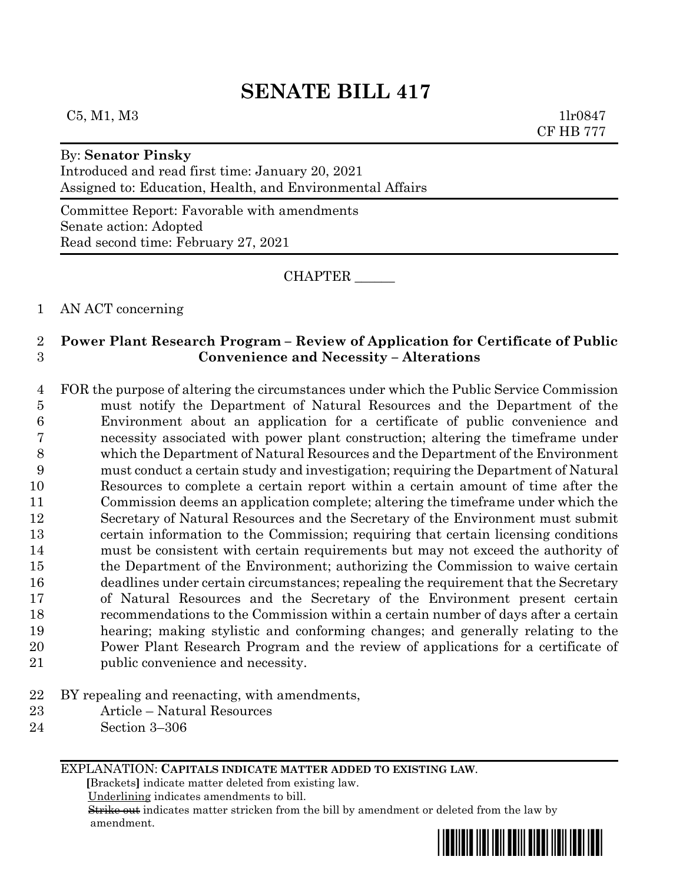# SENATE BILL 417

C5, M1, M3 1lr0847
CF HB 777

By: **Senator Pinsky**
Introduced and read first time: January 20, 2021
Assigned to: Education, Health, and Environmental Affairs

Committee Report: Favorable with amendments
Senate action: Adopted
Read second time: February 27, 2021

CHAPTER ______

1 AN ACT concerning

2 **Power Plant Research Program – Review of Application for Certificate of Public**
3 **Convenience and Necessity – Alterations**

4 FOR the purpose of altering the circumstances under which the Public Service Commission
5 must notify the Department of Natural Resources and the Department of the
6 Environment about an application for a certificate of public convenience and
7 necessity associated with power plant construction; altering the timeframe under
8 which the Department of Natural Resources and the Department of the Environment
9 must conduct a certain study and investigation; requiring the Department of Natural
10 Resources to complete a certain report within a certain amount of time after the
11 Commission deems an application complete; altering the timeframe under which the
12 Secretary of Natural Resources and the Secretary of the Environment must submit
13 certain information to the Commission; requiring that certain licensing conditions
14 must be consistent with certain requirements but may not exceed the authority of
15 the Department of the Environment; authorizing the Commission to waive certain
16 deadlines under certain circumstances; repealing the requirement that the Secretary
17 of Natural Resources and the Secretary of the Environment present certain
18 recommendations to the Commission within a certain number of days after a certain
19 hearing; making stylistic and conforming changes; and generally relating to the
20 Power Plant Research Program and the review of applications for a certificate of
21 public convenience and necessity.

22 BY repealing and reenacting, with amendments,
23 Article – Natural Resources
24 Section 3–306

EXPLANATION: **CAPITALS INDICATE MATTER ADDED TO EXISTING LAW.**
**[**Brackets**]** indicate matter deleted from existing law.
Underlining indicates amendments to bill.
~~Strike out~~ indicates matter stricken from the bill by amendment or deleted from the law by amendment.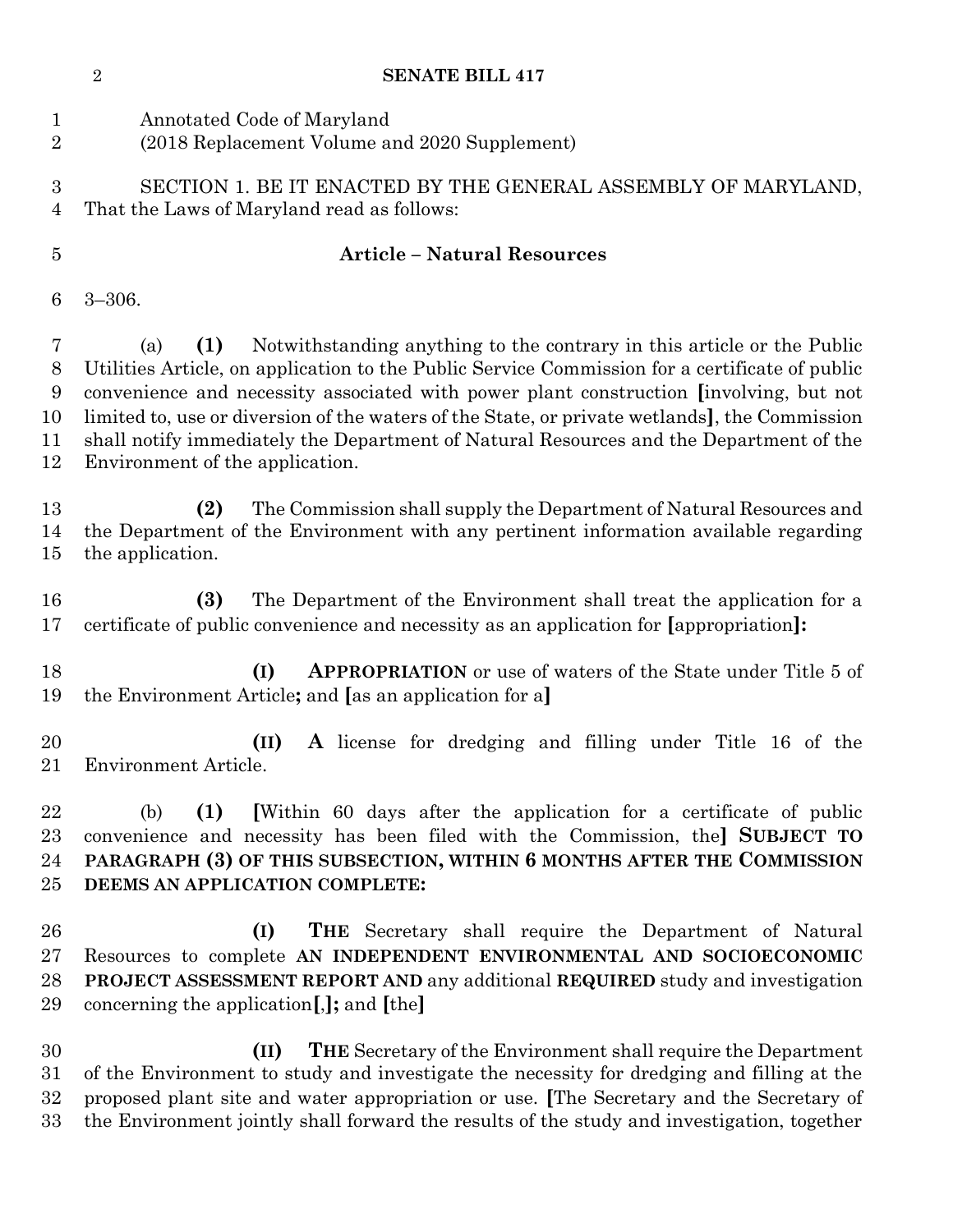Annotated Code of Maryland
(2018 Replacement Volume and 2020 Supplement)

SECTION 1. BE IT ENACTED BY THE GENERAL ASSEMBLY OF MARYLAND, That the Laws of Maryland read as follows:

**Article – Natural Resources**

3–306.

(a) **(1)** Notwithstanding anything to the contrary in this article or the Public Utilities Article, on application to the Public Service Commission for a certificate of public convenience and necessity associated with power plant construction **[**involving, but not limited to, use or diversion of the waters of the State, or private wetlands**]**, the Commission shall notify immediately the Department of Natural Resources and the Department of the Environment of the application.

**(2)** The Commission shall supply the Department of Natural Resources and the Department of the Environment with any pertinent information available regarding the application.

**(3)** The Department of the Environment shall treat the application for a certificate of public convenience and necessity as an application for **[**appropriation**]:**

**(I) APPROPRIATION** or use of waters of the State under Title 5 of the Environment Article**;** and **[**as an application for a**]**

**(II) A** license for dredging and filling under Title 16 of the Environment Article.

(b) **(1) [**Within 60 days after the application for a certificate of public convenience and necessity has been filed with the Commission, the**] SUBJECT TO PARAGRAPH (3) OF THIS SUBSECTION, WITHIN 6 MONTHS AFTER THE COMMISSION DEEMS AN APPLICATION COMPLETE:**

**(I) THE** Secretary shall require the Department of Natural Resources to complete **AN INDEPENDENT ENVIRONMENTAL AND SOCIOECONOMIC PROJECT ASSESSMENT REPORT AND** any additional **REQUIRED** study and investigation concerning the application**[**,**];** and **[**the**]**

**(II) THE** Secretary of the Environment shall require the Department of the Environment to study and investigate the necessity for dredging and filling at the proposed plant site and water appropriation or use. **[**The Secretary and the Secretary of the Environment jointly shall forward the results of the study and investigation, together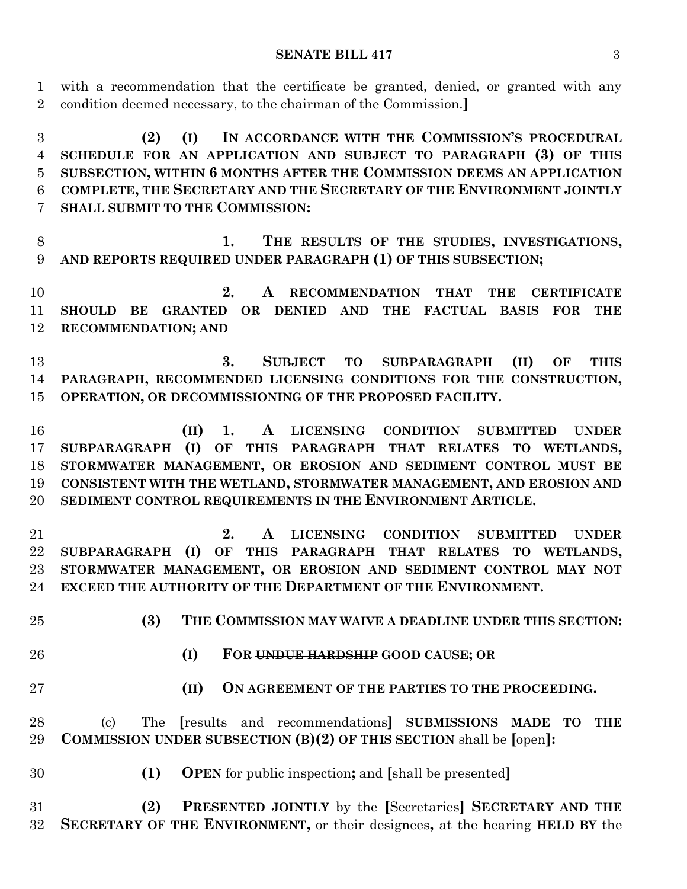with a recommendation that the certificate be granted, denied, or granted with any condition deemed necessary, to the chairman of the Commission.**]**

**(2) (I) IN ACCORDANCE WITH THE COMMISSION'S PROCEDURAL SCHEDULE FOR AN APPLICATION AND SUBJECT TO PARAGRAPH (3) OF THIS SUBSECTION, WITHIN 6 MONTHS AFTER THE COMMISSION DEEMS AN APPLICATION COMPLETE, THE SECRETARY AND THE SECRETARY OF THE ENVIRONMENT JOINTLY SHALL SUBMIT TO THE COMMISSION:**

**1. THE RESULTS OF THE STUDIES, INVESTIGATIONS, AND REPORTS REQUIRED UNDER PARAGRAPH (1) OF THIS SUBSECTION;**

**2. A RECOMMENDATION THAT THE CERTIFICATE SHOULD BE GRANTED OR DENIED AND THE FACTUAL BASIS FOR THE RECOMMENDATION; AND**

**3. SUBJECT TO SUBPARAGRAPH (II) OF THIS PARAGRAPH, RECOMMENDED LICENSING CONDITIONS FOR THE CONSTRUCTION, OPERATION, OR DECOMMISSIONING OF THE PROPOSED FACILITY.**

**(II) 1. A LICENSING CONDITION SUBMITTED UNDER SUBPARAGRAPH (I) OF THIS PARAGRAPH THAT RELATES TO WETLANDS, STORMWATER MANAGEMENT, OR EROSION AND SEDIMENT CONTROL MUST BE CONSISTENT WITH THE WETLAND, STORMWATER MANAGEMENT, AND EROSION AND SEDIMENT CONTROL REQUIREMENTS IN THE ENVIRONMENT ARTICLE.**

**2. A LICENSING CONDITION SUBMITTED UNDER SUBPARAGRAPH (I) OF THIS PARAGRAPH THAT RELATES TO WETLANDS, STORMWATER MANAGEMENT, OR EROSION AND SEDIMENT CONTROL MAY NOT EXCEED THE AUTHORITY OF THE DEPARTMENT OF THE ENVIRONMENT.**

**(3) THE COMMISSION MAY WAIVE A DEADLINE UNDER THIS SECTION:**

**(I) FOR ~~UNDUE HARDSHIP~~ <u>GOOD CAUSE</u>; OR**

**(II) ON AGREEMENT OF THE PARTIES TO THE PROCEEDING.**

(c) The **[**results and recommendations**]** **SUBMISSIONS MADE TO THE COMMISSION UNDER SUBSECTION (B)(2) OF THIS SECTION** shall be **[**open**]:**

**(1) OPEN** for public inspection**;** and **[**shall be presented**]**

**(2) PRESENTED JOINTLY** by the **[**Secretaries**]** **SECRETARY AND THE SECRETARY OF THE ENVIRONMENT,** or their designees**,** at the hearing **HELD BY** the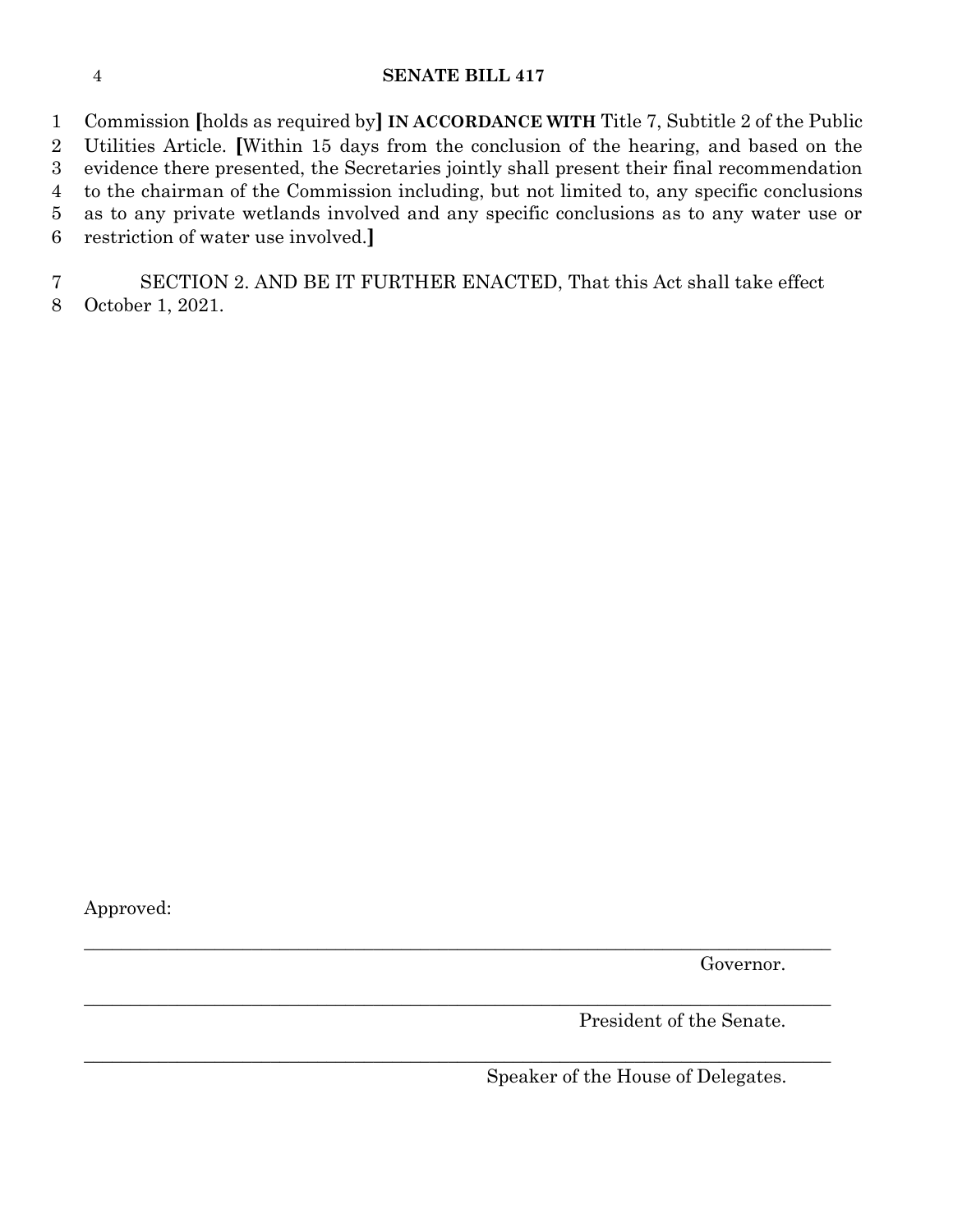Commission [holds as required by] **IN ACCORDANCE WITH** Title 7, Subtitle 2 of the Public Utilities Article. [Within 15 days from the conclusion of the hearing, and based on the evidence there presented, the Secretaries jointly shall present their final recommendation to the chairman of the Commission including, but not limited to, any specific conclusions as to any private wetlands involved and any specific conclusions as to any water use or restriction of water use involved.]

SECTION 2. AND BE IT FURTHER ENACTED, That this Act shall take effect October 1, 2021.

Approved:

\_\_\_\_\_\_\_\_\_\_\_\_\_\_\_\_\_\_\_\_\_\_\_\_\_\_\_\_\_\_\_\_\_\_\_\_\_\_\_\_

Governor.

\_\_\_\_\_\_\_\_\_\_\_\_\_\_\_\_\_\_\_\_\_\_\_\_\_\_\_\_\_\_\_\_\_\_\_\_\_\_\_\_

President of the Senate.

\_\_\_\_\_\_\_\_\_\_\_\_\_\_\_\_\_\_\_\_\_\_\_\_\_\_\_\_\_\_\_\_\_\_\_\_\_\_\_\_

Speaker of the House of Delegates.